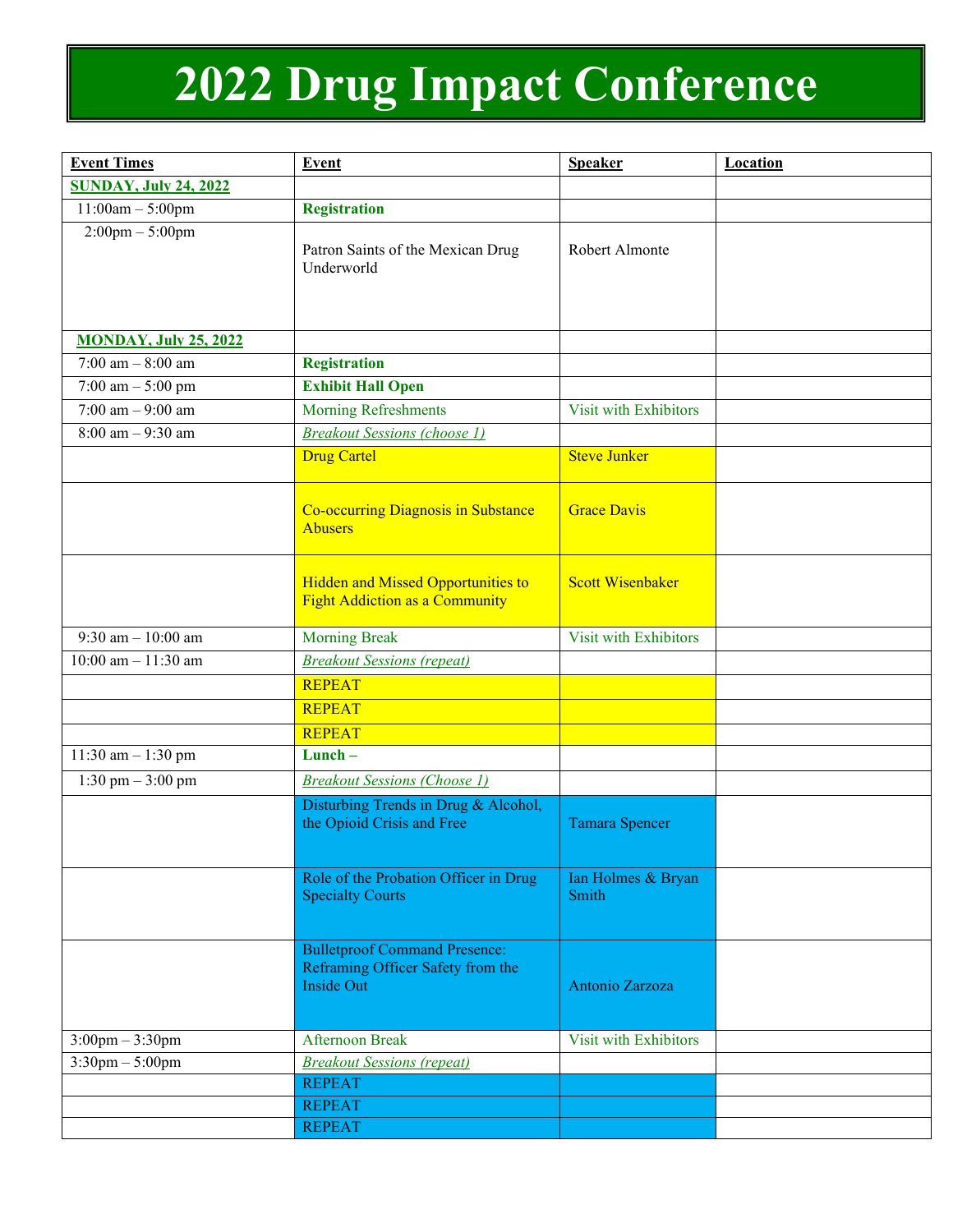# 2022 Drug Impact Conference

| Event Times | Event | Speaker | Location |
| --- | --- | --- | --- |
| **SUNDAY, July 24, 2022** | | | |
| 11:00am – 5:00pm | **Registration** | | |
| 2:00pm – 5:00pm | Patron Saints of the Mexican Drug Underworld | Robert Almonte | |
| **MONDAY, July 25, 2022** | | | |
| 7:00 am – 8:00 am | **Registration** | | |
| 7:00 am – 5:00 pm | **Exhibit Hall Open** | | |
| 7:00 am – 9:00 am | Morning Refreshments | Visit with Exhibitors | |
| 8:00 am – 9:30 am | *Breakout Sessions (choose 1)* | | |
| | Drug Cartel | Steve Junker | |
| | Co-occurring Diagnosis in Substance Abusers | Grace Davis | |
| | Hidden and Missed Opportunities to Fight Addiction as a Community | Scott Wisenbaker | |
| 9:30 am – 10:00 am | Morning Break | Visit with Exhibitors | |
| 10:00 am – 11:30 am | *Breakout Sessions (repeat)* | | |
| | REPEAT | | |
| | REPEAT | | |
| | REPEAT | | |
| 11:30 am – 1:30 pm | **Lunch –** | | |
| 1:30 pm – 3:00 pm | *Breakout Sessions (Choose 1)* | | |
| | Disturbing Trends in Drug & Alcohol, the Opioid Crisis and Free | Tamara Spencer | |
| | Role of the Probation Officer in Drug Specialty Courts | Ian Holmes & Bryan Smith | |
| | Bulletproof Command Presence: Reframing Officer Safety from the Inside Out | Antonio Zarzoza | |
| 3:00pm – 3:30pm | Afternoon Break | Visit with Exhibitors | |
| 3:30pm – 5:00pm | *Breakout Sessions (repeat)* | | |
| | REPEAT | | |
| | REPEAT | | |
| | REPEAT | | |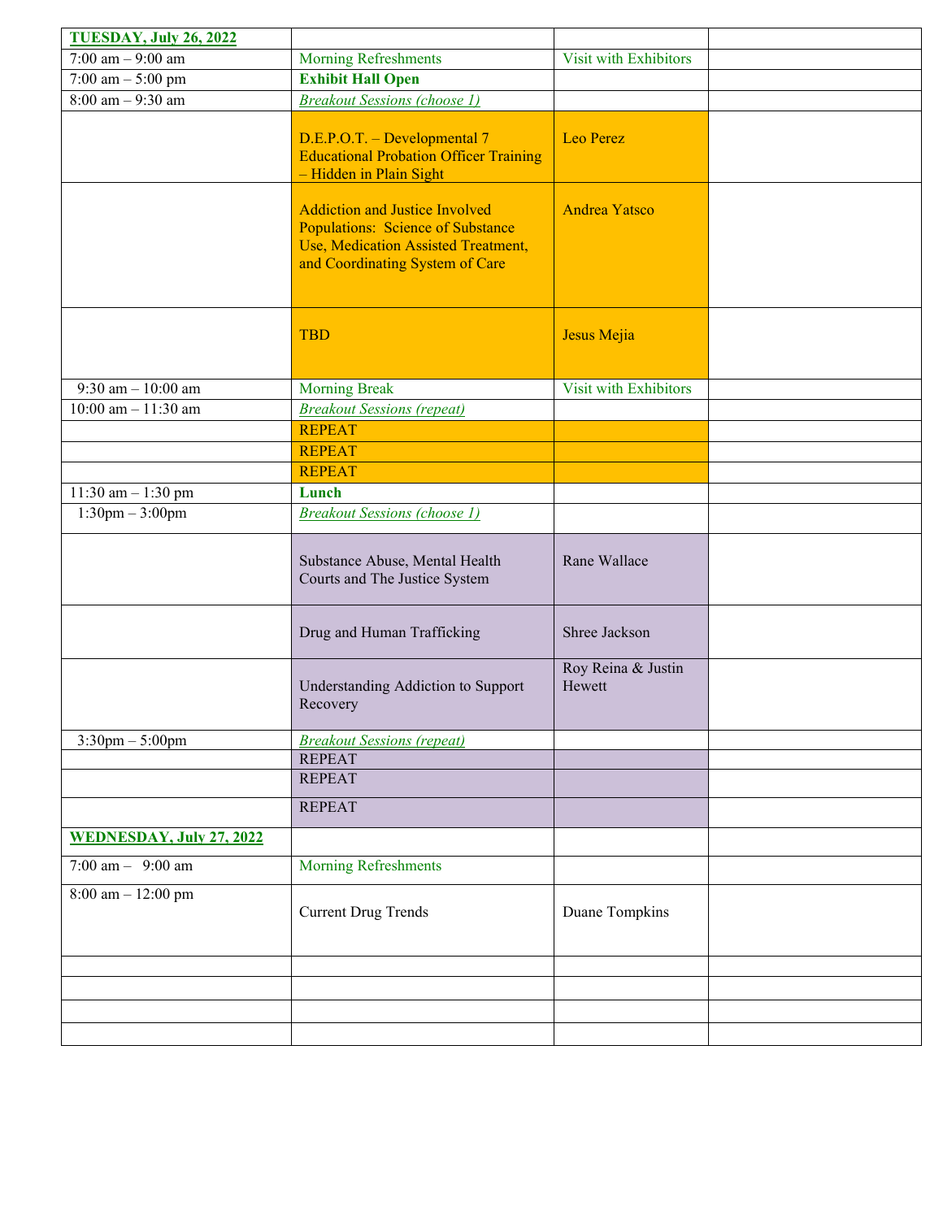| | | | |
|---|---|---|---|
| **TUESDAY, July 26, 2022** | | | |
| 7:00 am – 9:00 am | Morning Refreshments | Visit with Exhibitors | |
| 7:00 am – 5:00 pm | **Exhibit Hall Open** | | |
| 8:00 am – 9:30 am | *Breakout Sessions (choose 1)* | | |
| | D.E.P.O.T. – Developmental 7 Educational Probation Officer Training – Hidden in Plain Sight | Leo Perez | |
| | Addiction and Justice Involved Populations: Science of Substance Use, Medication Assisted Treatment, and Coordinating System of Care | Andrea Yatsco | |
| | TBD | Jesus Mejia | |
| 9:30 am – 10:00 am | Morning Break | Visit with Exhibitors | |
| 10:00 am – 11:30 am | *Breakout Sessions (repeat)* | | |
| | REPEAT | | |
| | REPEAT | | |
| | REPEAT | | |
| 11:30 am – 1:30 pm | **Lunch** | | |
| 1:30pm – 3:00pm | *Breakout Sessions (choose 1)* | | |
| | Substance Abuse, Mental Health Courts and The Justice System | Rane Wallace | |
| | Drug and Human Trafficking | Shree Jackson | |
| | Understanding Addiction to Support Recovery | Roy Reina & Justin Hewett | |
| 3:30pm – 5:00pm | *Breakout Sessions (repeat)* | | |
| | REPEAT | | |
| | REPEAT | | |
| | REPEAT | | |
| **WEDNESDAY, July 27, 2022** | | | |
| 7:00 am – 9:00 am | Morning Refreshments | | |
| 8:00 am – 12:00 pm | Current Drug Trends | Duane Tompkins | |
| | | | |
| | | | |
| | | | |
| | | | |